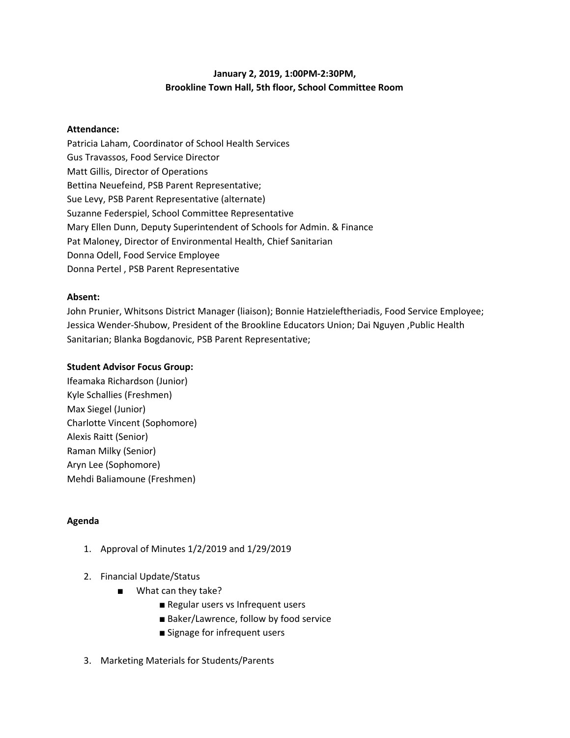**January 2, 2019, 1:00PM-2:30PM,**
**Brookline Town Hall, 5th floor, School Committee Room**

**Attendance:**
Patricia Laham, Coordinator of School Health Services
Gus Travassos, Food Service Director
Matt Gillis, Director of Operations
Bettina Neuefeind, PSB Parent Representative;
Sue Levy, PSB Parent Representative (alternate)
Suzanne Federspiel, School Committee Representative
Mary Ellen Dunn, Deputy Superintendent of Schools for Admin. & Finance
Pat Maloney, Director of Environmental Health, Chief Sanitarian
Donna Odell, Food Service Employee
Donna Pertel , PSB Parent Representative

**Absent:**
John Prunier, Whitsons District Manager (liaison); Bonnie Hatzieleftheriadis, Food Service Employee; Jessica Wender-Shubow, President of the Brookline Educators Union; Dai Nguyen ,Public Health Sanitarian; Blanka Bogdanovic, PSB Parent Representative;

**Student Advisor Focus Group:**
Ifeamaka Richardson (Junior)
Kyle Schallies (Freshmen)
Max Siegel (Junior)
Charlotte Vincent (Sophomore)
Alexis Raitt (Senior)
Raman Milky (Senior)
Aryn Lee (Sophomore)
Mehdi Baliamoune (Freshmen)

**Agenda**

1. Approval of Minutes 1/2/2019 and 1/29/2019
2. Financial Update/Status
   - What can they take?
     - Regular users vs Infrequent users
     - Baker/Lawrence, follow by food service
     - Signage for infrequent users
3. Marketing Materials for Students/Parents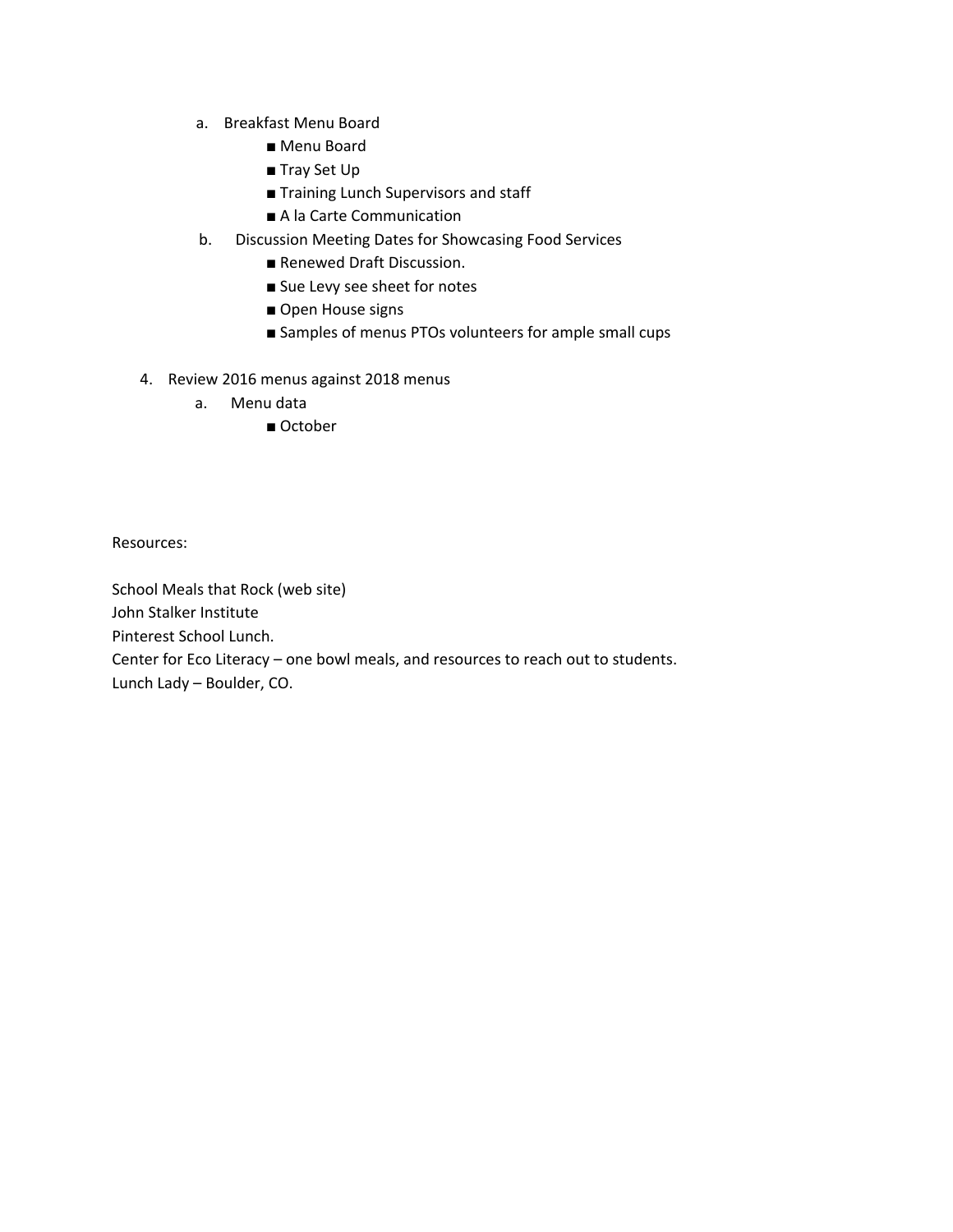a. Breakfast Menu Board
   - Menu Board
   - Tray Set Up
   - Training Lunch Supervisors and staff
   - A la Carte Communication

b. Discussion Meeting Dates for Showcasing Food Services
   - Renewed Draft Discussion.
   - Sue Levy see sheet for notes
   - Open House signs
   - Samples of menus PTOs volunteers for ample small cups

4. Review 2016 menus against 2018 menus
   a. Menu data
      - October

Resources:

School Meals that Rock (web site)
John Stalker Institute
Pinterest School Lunch.
Center for Eco Literacy – one bowl meals, and resources to reach out to students.
Lunch Lady – Boulder, CO.